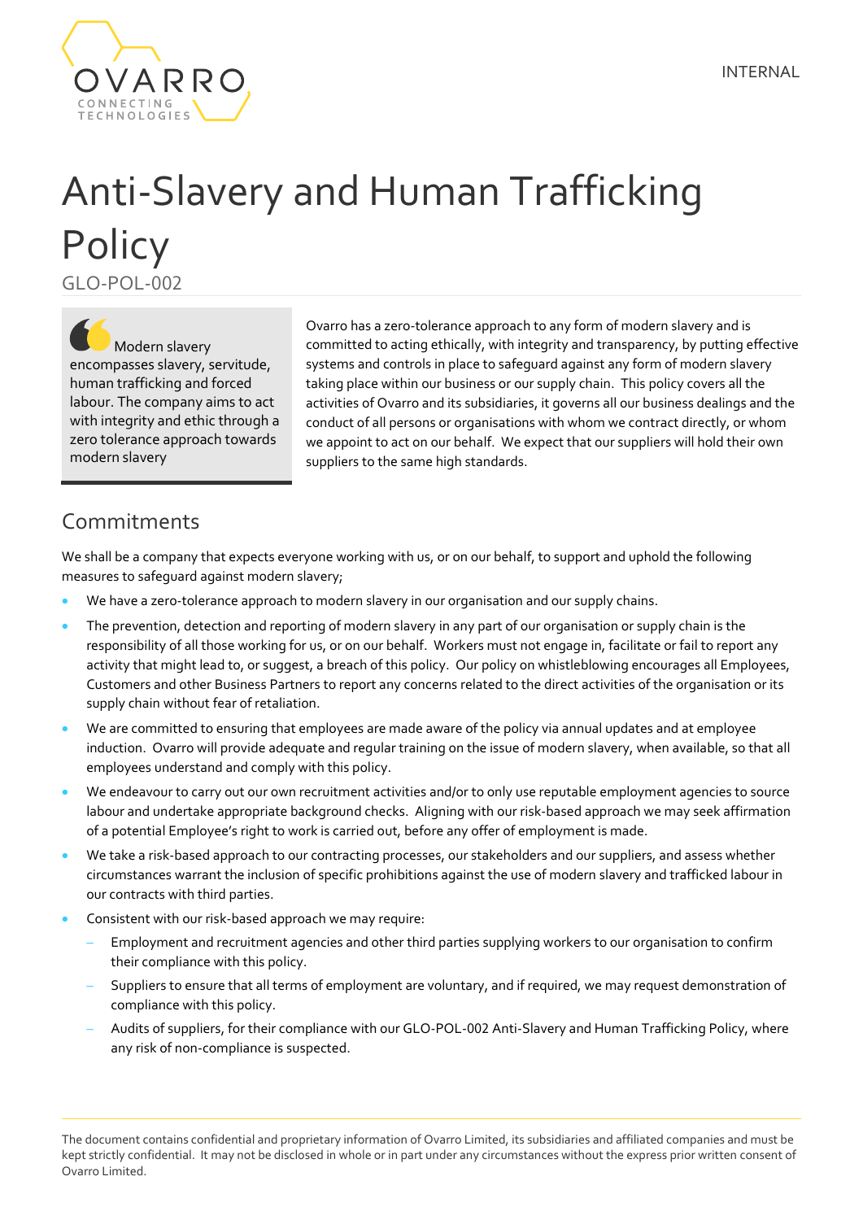INTERNAL

# Anti-Slavery and Human Trafficking Policy

GLO-POL-002

> Modern slavery encompasses slavery, servitude, human trafficking and forced labour. The company aims to act with integrity and ethic through a zero tolerance approach towards modern slavery

Ovarro has a zero-tolerance approach to any form of modern slavery and is committed to acting ethically, with integrity and transparency, by putting effective systems and controls in place to safeguard against any form of modern slavery taking place within our business or our supply chain. This policy covers all the activities of Ovarro and its subsidiaries, it governs all our business dealings and the conduct of all persons or organisations with whom we contract directly, or whom we appoint to act on our behalf. We expect that our suppliers will hold their own suppliers to the same high standards.

## Commitments

We shall be a company that expects everyone working with us, or on our behalf, to support and uphold the following measures to safeguard against modern slavery;

- We have a zero-tolerance approach to modern slavery in our organisation and our supply chains.
- The prevention, detection and reporting of modern slavery in any part of our organisation or supply chain is the responsibility of all those working for us, or on our behalf. Workers must not engage in, facilitate or fail to report any activity that might lead to, or suggest, a breach of this policy. Our policy on whistleblowing encourages all Employees, Customers and other Business Partners to report any concerns related to the direct activities of the organisation or its supply chain without fear of retaliation.
- We are committed to ensuring that employees are made aware of the policy via annual updates and at employee induction. Ovarro will provide adequate and regular training on the issue of modern slavery, when available, so that all employees understand and comply with this policy.
- We endeavour to carry out our own recruitment activities and/or to only use reputable employment agencies to source labour and undertake appropriate background checks. Aligning with our risk-based approach we may seek affirmation of a potential Employee's right to work is carried out, before any offer of employment is made.
- We take a risk-based approach to our contracting processes, our stakeholders and our suppliers, and assess whether circumstances warrant the inclusion of specific prohibitions against the use of modern slavery and trafficked labour in our contracts with third parties.
- Consistent with our risk-based approach we may require:
  - Employment and recruitment agencies and other third parties supplying workers to our organisation to confirm their compliance with this policy.
  - Suppliers to ensure that all terms of employment are voluntary, and if required, we may request demonstration of compliance with this policy.
  - Audits of suppliers, for their compliance with our GLO-POL-002 Anti-Slavery and Human Trafficking Policy, where any risk of non-compliance is suspected.

The document contains confidential and proprietary information of Ovarro Limited, its subsidiaries and affiliated companies and must be kept strictly confidential. It may not be disclosed in whole or in part under any circumstances without the express prior written consent of Ovarro Limited.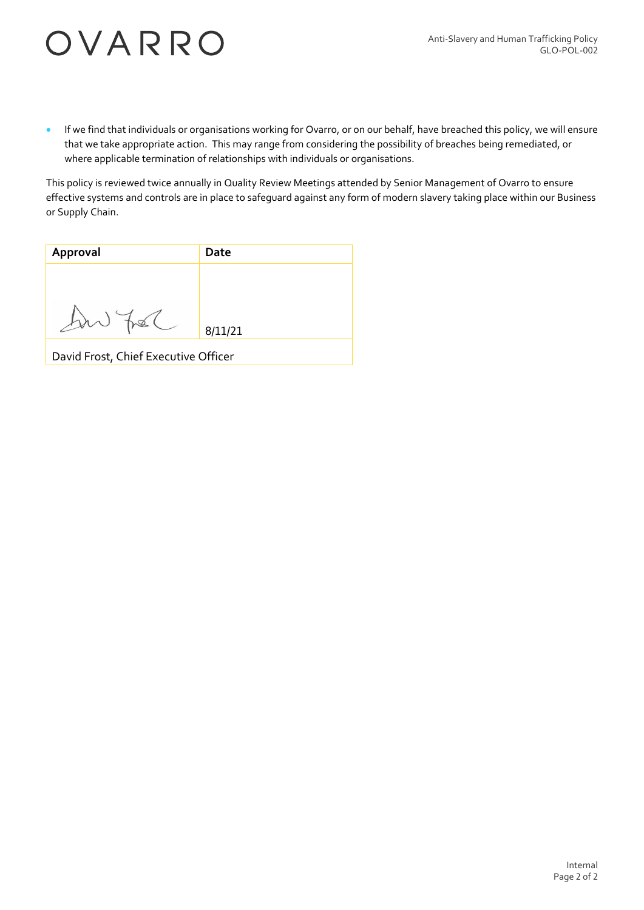- If we find that individuals or organisations working for Ovarro, or on our behalf, have breached this policy, we will ensure that we take appropriate action. This may range from considering the possibility of breaches being remediated, or where applicable termination of relationships with individuals or organisations.

This policy is reviewed twice annually in Quality Review Meetings attended by Senior Management of Ovarro to ensure effective systems and controls are in place to safeguard against any form of modern slavery taking place within our Business or Supply Chain.

| Approval | Date |
|---|---|
| | 8/11/21 |
| David Frost, Chief Executive Officer | |